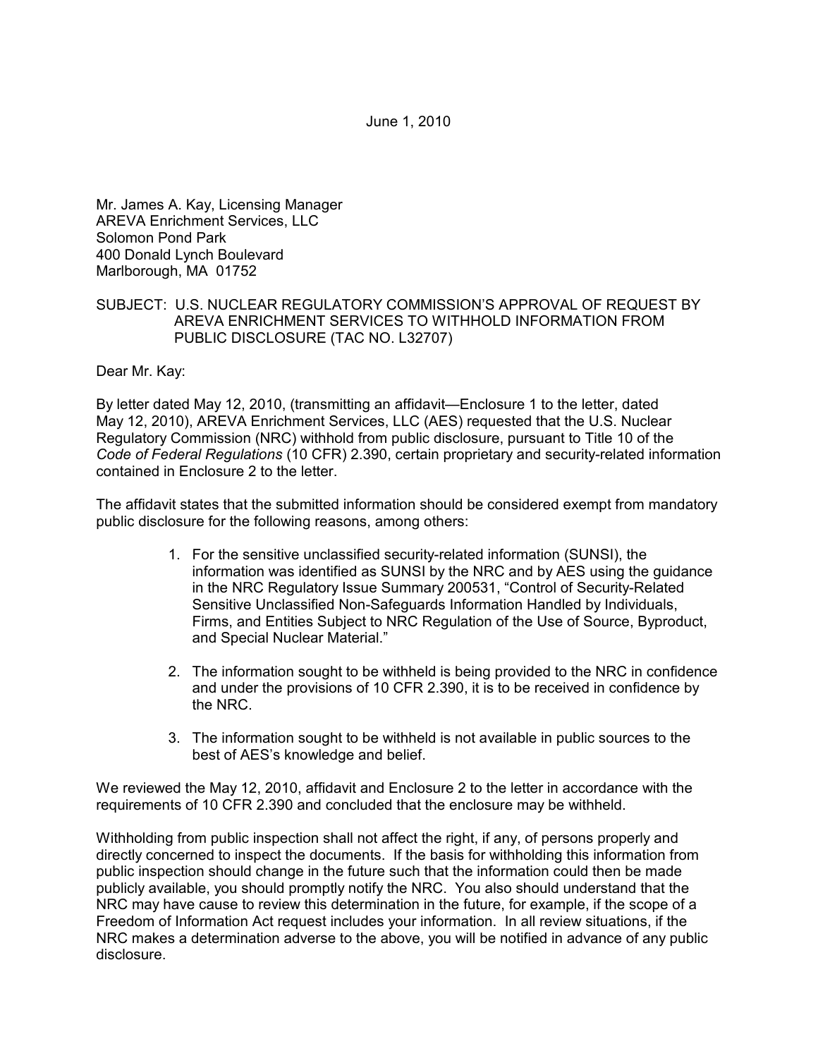June 1, 2010

Mr. James A. Kay, Licensing Manager
AREVA Enrichment Services, LLC
Solomon Pond Park
400 Donald Lynch Boulevard
Marlborough, MA 01752

SUBJECT: U.S. NUCLEAR REGULATORY COMMISSION'S APPROVAL OF REQUEST BY AREVA ENRICHMENT SERVICES TO WITHHOLD INFORMATION FROM PUBLIC DISCLOSURE (TAC NO. L32707)

Dear Mr. Kay:

By letter dated May 12, 2010, (transmitting an affidavit—Enclosure 1 to the letter, dated May 12, 2010), AREVA Enrichment Services, LLC (AES) requested that the U.S. Nuclear Regulatory Commission (NRC) withhold from public disclosure, pursuant to Title 10 of the *Code of Federal Regulations* (10 CFR) 2.390, certain proprietary and security-related information contained in Enclosure 2 to the letter.

The affidavit states that the submitted information should be considered exempt from mandatory public disclosure for the following reasons, among others:

1. For the sensitive unclassified security-related information (SUNSI), the information was identified as SUNSI by the NRC and by AES using the guidance in the NRC Regulatory Issue Summary 200531, "Control of Security-Related Sensitive Unclassified Non-Safeguards Information Handled by Individuals, Firms, and Entities Subject to NRC Regulation of the Use of Source, Byproduct, and Special Nuclear Material."

2. The information sought to be withheld is being provided to the NRC in confidence and under the provisions of 10 CFR 2.390, it is to be received in confidence by the NRC.

3. The information sought to be withheld is not available in public sources to the best of AES's knowledge and belief.

We reviewed the May 12, 2010, affidavit and Enclosure 2 to the letter in accordance with the requirements of 10 CFR 2.390 and concluded that the enclosure may be withheld.

Withholding from public inspection shall not affect the right, if any, of persons properly and directly concerned to inspect the documents. If the basis for withholding this information from public inspection should change in the future such that the information could then be made publicly available, you should promptly notify the NRC. You also should understand that the NRC may have cause to review this determination in the future, for example, if the scope of a Freedom of Information Act request includes your information. In all review situations, if the NRC makes a determination adverse to the above, you will be notified in advance of any public disclosure.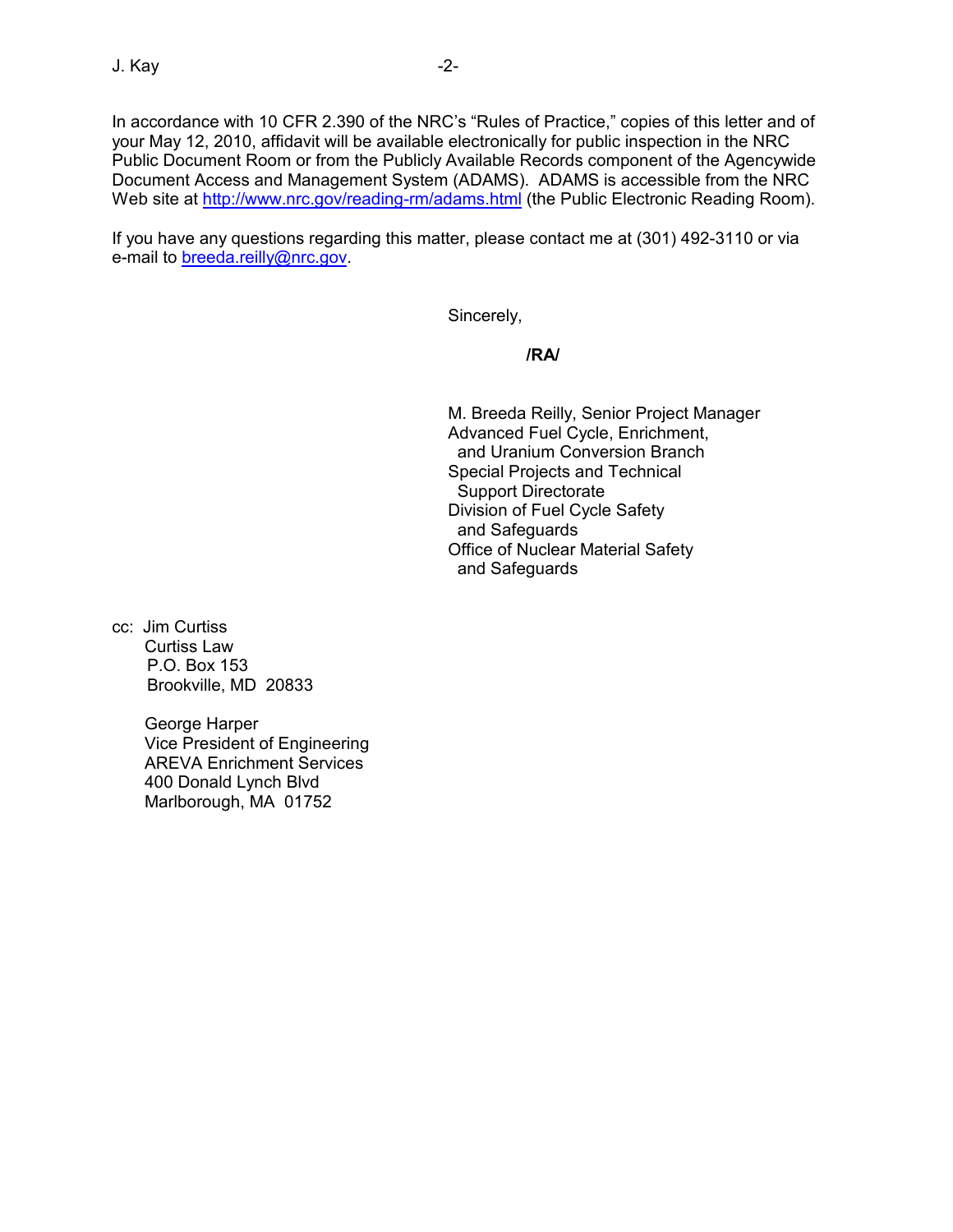In accordance with 10 CFR 2.390 of the NRC's "Rules of Practice," copies of this letter and of your May 12, 2010, affidavit will be available electronically for public inspection in the NRC Public Document Room or from the Publicly Available Records component of the Agencywide Document Access and Management System (ADAMS). ADAMS is accessible from the NRC Web site at http://www.nrc.gov/reading-rm/adams.html (the Public Electronic Reading Room).

If you have any questions regarding this matter, please contact me at (301) 492-3110 or via e-mail to breeda.reilly@nrc.gov.

Sincerely,

**/RA/**

M. Breeda Reilly, Senior Project Manager
Advanced Fuel Cycle, Enrichment,
and Uranium Conversion Branch
Special Projects and Technical
Support Directorate
Division of Fuel Cycle Safety
and Safeguards
Office of Nuclear Material Safety
and Safeguards

cc: Jim Curtiss
Curtiss Law
P.O. Box 153
Brookville, MD 20833

George Harper
Vice President of Engineering
AREVA Enrichment Services
400 Donald Lynch Blvd
Marlborough, MA 01752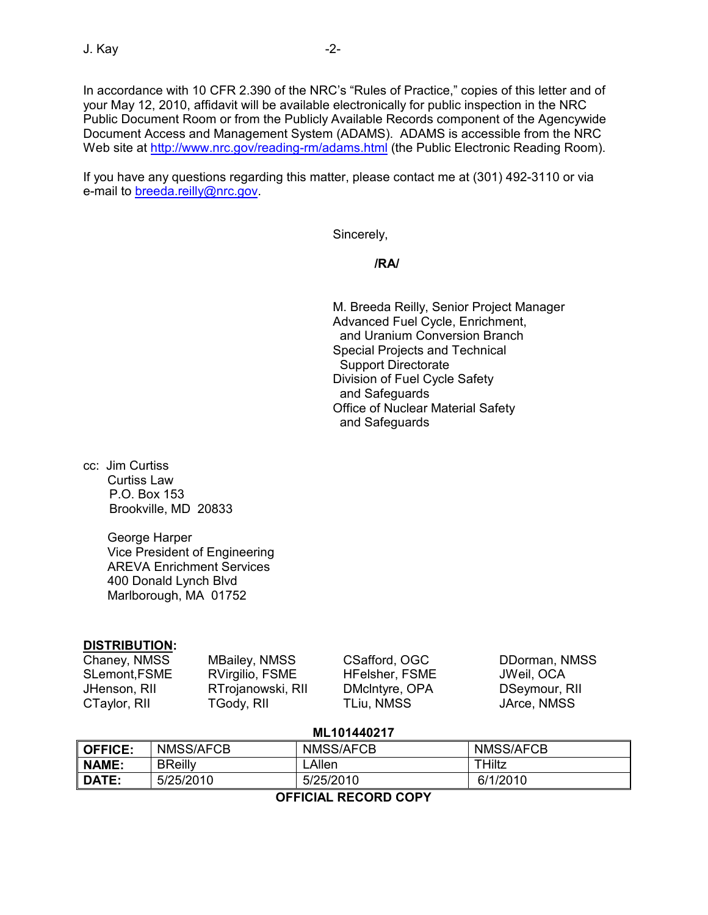In accordance with 10 CFR 2.390 of the NRC's "Rules of Practice," copies of this letter and of your May 12, 2010, affidavit will be available electronically for public inspection in the NRC Public Document Room or from the Publicly Available Records component of the Agencywide Document Access and Management System (ADAMS). ADAMS is accessible from the NRC Web site at http://www.nrc.gov/reading-rm/adams.html (the Public Electronic Reading Room).

If you have any questions regarding this matter, please contact me at (301) 492-3110 or via e-mail to breeda.reilly@nrc.gov.

Sincerely,

**/RA/**

M. Breeda Reilly, Senior Project Manager
Advanced Fuel Cycle, Enrichment,
and Uranium Conversion Branch
Special Projects and Technical
Support Directorate
Division of Fuel Cycle Safety
and Safeguards
Office of Nuclear Material Safety
and Safeguards

cc: Jim Curtiss
Curtiss Law
P.O. Box 153
Brookville, MD 20833

George Harper
Vice President of Engineering
AREVA Enrichment Services
400 Donald Lynch Blvd
Marlborough, MA 01752

**DISTRIBUTION:**

| | | | |
|---|---|---|---|
| Chaney, NMSS | MBailey, NMSS | CSafford, OGC | DDorman, NMSS |
| SLemont,FSME | RVirgilio, FSME | HFelsher, FSME | JWeil, OCA |
| JHenson, RII | RTrojanowski, RII | DMcIntyre, OPA | DSeymour, RII |
| CTaylor, RII | TGody, RII | TLiu, NMSS | JArce, NMSS |

**ML101440217**

| **OFFICE:** | NMSS/AFCB | NMSS/AFCB | NMSS/AFCB |
|---|---|---|---|
| **NAME:** | BReilly | LAllen | THiltz |
| **DATE:** | 5/25/2010 | 5/25/2010 | 6/1/2010 |

**OFFICIAL RECORD COPY**